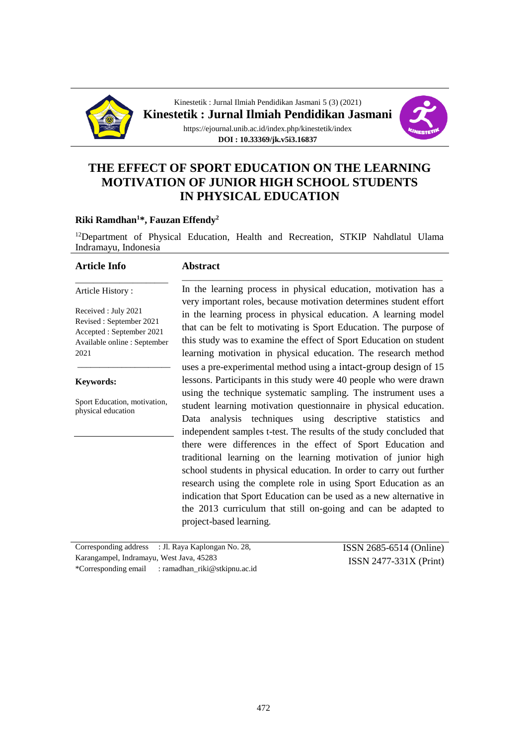Kinestetik : Jurnal Ilmiah Pendidikan Jasmani 5 (3) (2021)

**Kinestetik : Jurnal Ilmiah Pendidikan Jasmani**

https://ejournal.unib.ac.id/index.php/kinestetik/index

**DOI : 10.33369/jk.v5i3.16837**

# THE EFFECT OF SPORT EDUCATION ON THE LEARNING MOTIVATION OF JUNIOR HIGH SCHOOL STUDENTS IN PHYSICAL EDUCATION

**Riki Ramdhan[1]*, Fauzan Effendy[2]**

[12]Department of Physical Education, Health and Recreation, STKIP Nahdlatul Ulama Indramayu, Indonesia

### Article Info

Article History :

Received : July 2021
Revised : September 2021
Accepted : September 2021
Available online : September 2021

**Keywords:**

Sport Education, motivation, physical education

### Abstract

In the learning process in physical education, motivation has a very important roles, because motivation determines student effort in the learning process in physical education. A learning model that can be felt to motivating is Sport Education. The purpose of this study was to examine the effect of Sport Education on student learning motivation in physical education. The research method uses a pre-experimental method using a intact-group design of 15 lessons. Participants in this study were 40 people who were drawn using the technique systematic sampling. The instrument uses a student learning motivation questionnaire in physical education. Data analysis techniques using descriptive statistics and independent samples t-test. The results of the study concluded that there were differences in the effect of Sport Education and traditional learning on the learning motivation of junior high school students in physical education. In order to carry out further research using the complete role in using Sport Education as an indication that Sport Education can be used as a new alternative in the 2013 curriculum that still on-going and can be adapted to project-based learning.

Corresponding address : Jl. Raya Kaplongan No. 28, Karangampel, Indramayu, West Java, 45283
*Corresponding email : ramadhan_riki@stkipnu.ac.id

ISSN 2685-6514 (Online)
ISSN 2477-331X (Print)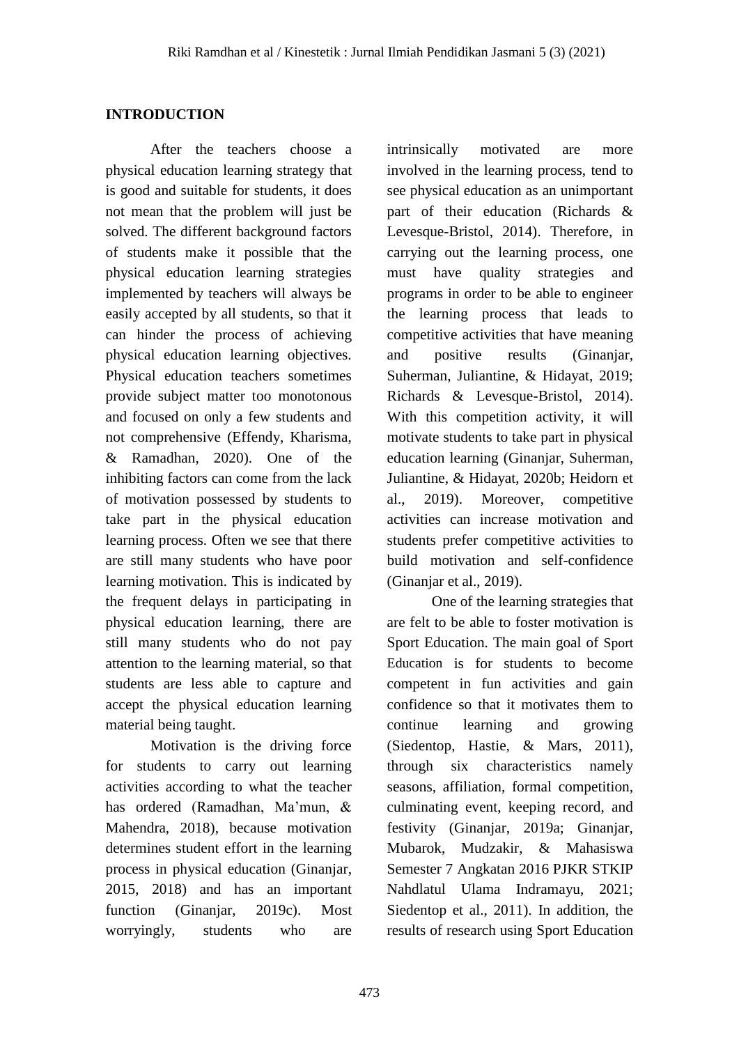## INTRODUCTION

After the teachers choose a physical education learning strategy that is good and suitable for students, it does not mean that the problem will just be solved. The different background factors of students make it possible that the physical education learning strategies implemented by teachers will always be easily accepted by all students, so that it can hinder the process of achieving physical education learning objectives. Physical education teachers sometimes provide subject matter too monotonous and focused on only a few students and not comprehensive (Effendy, Kharisma, & Ramadhan, 2020). One of the inhibiting factors can come from the lack of motivation possessed by students to take part in the physical education learning process. Often we see that there are still many students who have poor learning motivation. This is indicated by the frequent delays in participating in physical education learning, there are still many students who do not pay attention to the learning material, so that students are less able to capture and accept the physical education learning material being taught.

Motivation is the driving force for students to carry out learning activities according to what the teacher has ordered (Ramadhan, Ma'mun, & Mahendra, 2018), because motivation determines student effort in the learning process in physical education (Ginanjar, 2015, 2018) and has an important function (Ginanjar, 2019c). Most worryingly, students who are intrinsically motivated are more involved in the learning process, tend to see physical education as an unimportant part of their education (Richards & Levesque-Bristol, 2014). Therefore, in carrying out the learning process, one must have quality strategies and programs in order to be able to engineer the learning process that leads to competitive activities that have meaning and positive results (Ginanjar, Suherman, Juliantine, & Hidayat, 2019; Richards & Levesque-Bristol, 2014). With this competition activity, it will motivate students to take part in physical education learning (Ginanjar, Suherman, Juliantine, & Hidayat, 2020b; Heidorn et al., 2019). Moreover, competitive activities can increase motivation and students prefer competitive activities to build motivation and self-confidence (Ginanjar et al., 2019).

One of the learning strategies that are felt to be able to foster motivation is Sport Education. The main goal of Sport Education is for students to become competent in fun activities and gain confidence so that it motivates them to continue learning and growing (Siedentop, Hastie, & Mars, 2011), through six characteristics namely seasons, affiliation, formal competition, culminating event, keeping record, and festivity (Ginanjar, 2019a; Ginanjar, Mubarok, Mudzakir, & Mahasiswa Semester 7 Angkatan 2016 PJKR STKIP Nahdlatul Ulama Indramayu, 2021; Siedentop et al., 2011). In addition, the results of research using Sport Education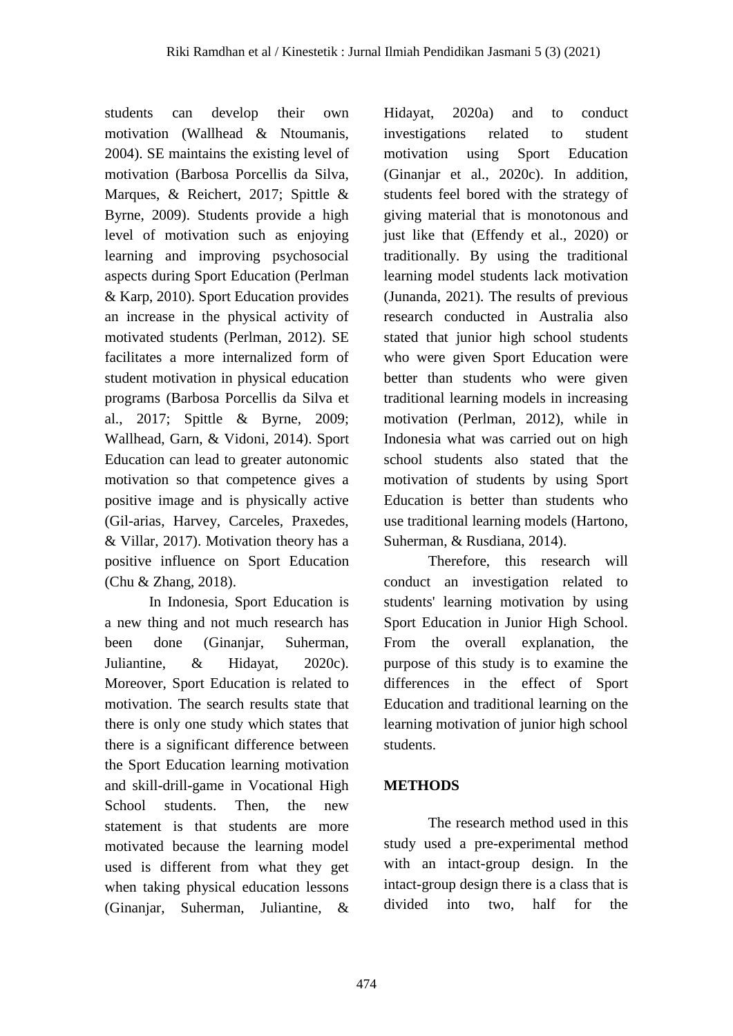students can develop their own motivation (Wallhead & Ntoumanis, 2004). SE maintains the existing level of motivation (Barbosa Porcellis da Silva, Marques, & Reichert, 2017; Spittle & Byrne, 2009). Students provide a high level of motivation such as enjoying learning and improving psychosocial aspects during Sport Education (Perlman & Karp, 2010). Sport Education provides an increase in the physical activity of motivated students (Perlman, 2012). SE facilitates a more internalized form of student motivation in physical education programs (Barbosa Porcellis da Silva et al., 2017; Spittle & Byrne, 2009; Wallhead, Garn, & Vidoni, 2014). Sport Education can lead to greater autonomic motivation so that competence gives a positive image and is physically active (Gil-arias, Harvey, Carceles, Praxedes, & Villar, 2017). Motivation theory has a positive influence on Sport Education (Chu & Zhang, 2018).

In Indonesia, Sport Education is a new thing and not much research has been done (Ginanjar, Suherman, Juliantine, & Hidayat, 2020c). Moreover, Sport Education is related to motivation. The search results state that there is only one study which states that there is a significant difference between the Sport Education learning motivation and skill-drill-game in Vocational High School students. Then, the new statement is that students are more motivated because the learning model used is different from what they get when taking physical education lessons (Ginanjar, Suherman, Juliantine, & Hidayat, 2020a) and to conduct investigations related to student motivation using Sport Education (Ginanjar et al., 2020c). In addition, students feel bored with the strategy of giving material that is monotonous and just like that (Effendy et al., 2020) or traditionally. By using the traditional learning model students lack motivation (Junanda, 2021). The results of previous research conducted in Australia also stated that junior high school students who were given Sport Education were better than students who were given traditional learning models in increasing motivation (Perlman, 2012), while in Indonesia what was carried out on high school students also stated that the motivation of students by using Sport Education is better than students who use traditional learning models (Hartono, Suherman, & Rusdiana, 2014).

Therefore, this research will conduct an investigation related to students' learning motivation by using Sport Education in Junior High School. From the overall explanation, the purpose of this study is to examine the differences in the effect of Sport Education and traditional learning on the learning motivation of junior high school students.

## METHODS

The research method used in this study used a pre-experimental method with an intact-group design. In the intact-group design there is a class that is divided into two, half for the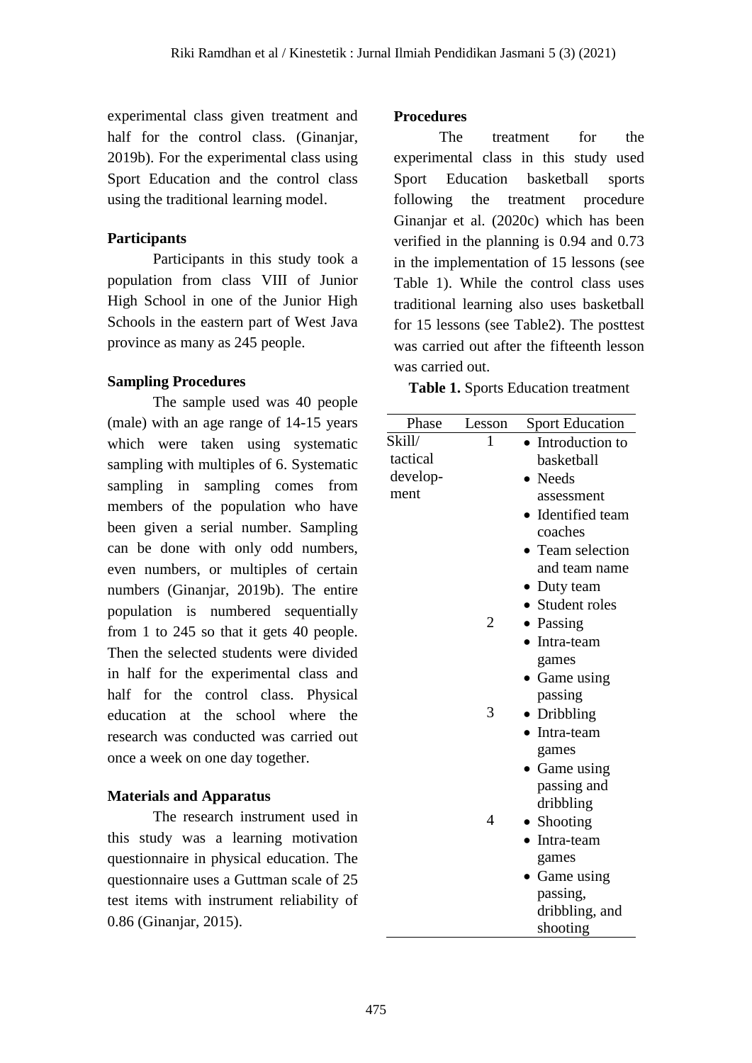experimental class given treatment and half for the control class. (Ginanjar, 2019b). For the experimental class using Sport Education and the control class using the traditional learning model.

### Participants

Participants in this study took a population from class VIII of Junior High School in one of the Junior High Schools in the eastern part of West Java province as many as 245 people.

### Sampling Procedures

The sample used was 40 people (male) with an age range of 14-15 years which were taken using systematic sampling with multiples of 6. Systematic sampling in sampling comes from members of the population who have been given a serial number. Sampling can be done with only odd numbers, even numbers, or multiples of certain numbers (Ginanjar, 2019b). The entire population is numbered sequentially from 1 to 245 so that it gets 40 people. Then the selected students were divided in half for the experimental class and half for the control class. Physical education at the school where the research was conducted was carried out once a week on one day together.

### Materials and Apparatus

The research instrument used in this study was a learning motivation questionnaire in physical education. The questionnaire uses a Guttman scale of 25 test items with instrument reliability of 0.86 (Ginanjar, 2015).

### Procedures

The treatment for the experimental class in this study used Sport Education basketball sports following the treatment procedure Ginanjar et al. (2020c) which has been verified in the planning is 0.94 and 0.73 in the implementation of 15 lessons (see Table 1). While the control class uses traditional learning also uses basketball for 15 lessons (see Table2). The posttest was carried out after the fifteenth lesson was carried out.

**Table 1.** Sports Education treatment

| Phase | Lesson | Sport Education |
|---|---|---|
| Skill/ tactical develop-ment | 1 | • Introduction to basketball<br>• Needs assessment<br>• Identified team coaches<br>• Team selection and team name<br>• Duty team<br>• Student roles |
| | 2 | • Passing<br>• Intra-team games<br>• Game using passing |
| | 3 | • Dribbling<br>• Intra-team games<br>• Game using passing and dribbling |
| | 4 | • Shooting<br>• Intra-team games<br>• Game using passing, dribbling, and shooting |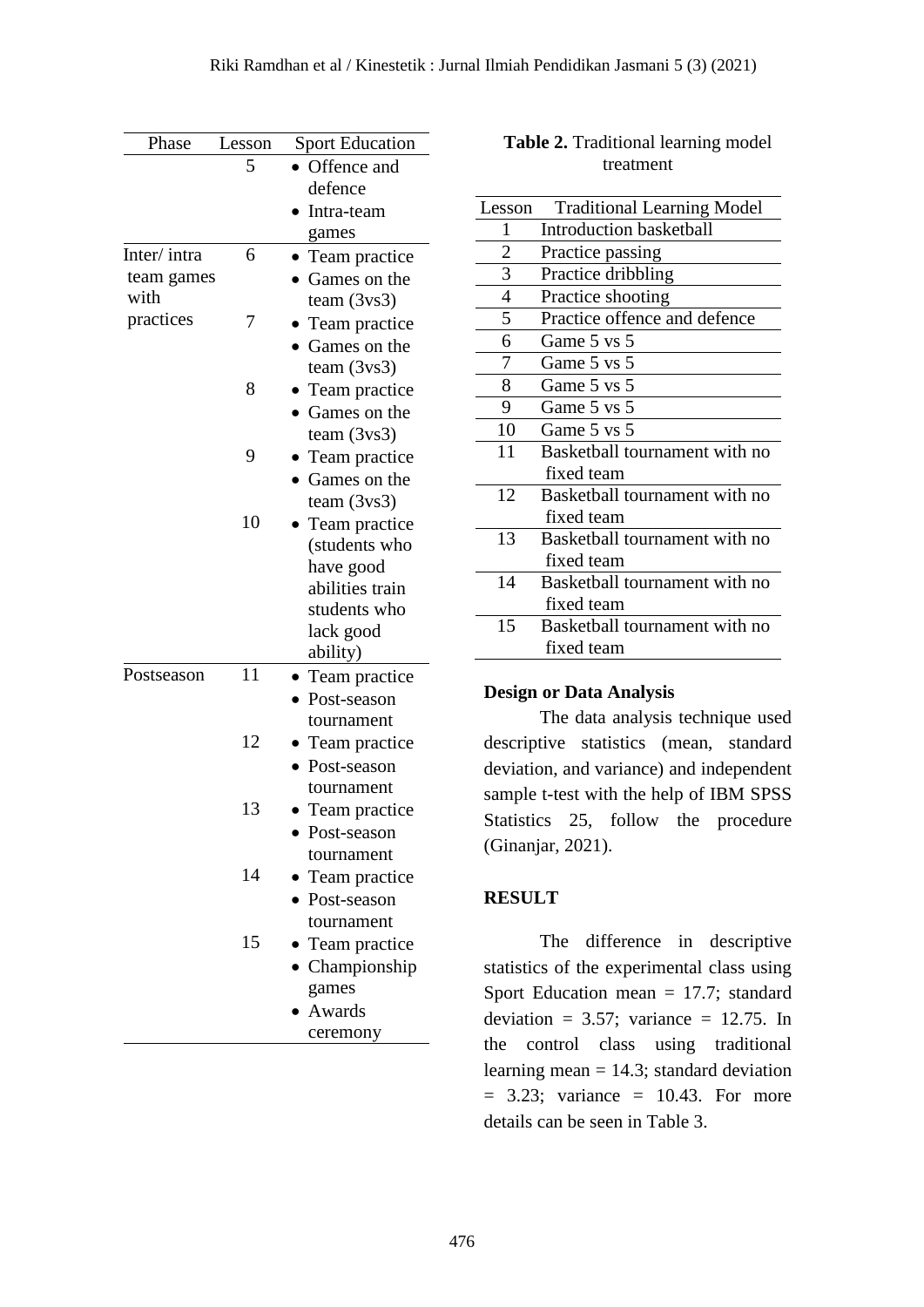| Phase | Lesson | Sport Education |
|---|---|---|
| | 5 | • Offence and defence<br>• Intra-team games |
| Inter/ intra team games with practices | 6 | • Team practice<br>• Games on the team (3vs3) |
| | 7 | • Team practice<br>• Games on the team (3vs3) |
| | 8 | • Team practice<br>• Games on the team (3vs3) |
| | 9 | • Team practice<br>• Games on the team (3vs3) |
| | 10 | • Team practice (students who have good abilities train students who lack good ability) |
| Postseason | 11 | • Team practice<br>• Post-season tournament |
| | 12 | • Team practice<br>• Post-season tournament |
| | 13 | • Team practice<br>• Post-season tournament |
| | 14 | • Team practice<br>• Post-season tournament |
| | 15 | • Team practice<br>• Championship games<br>• Awards ceremony |

**Table 2.** Traditional learning model treatment

| Lesson | Traditional Learning Model |
|---|---|
| 1 | Introduction basketball |
| 2 | Practice passing |
| 3 | Practice dribbling |
| 4 | Practice shooting |
| 5 | Practice offence and defence |
| 6 | Game 5 vs 5 |
| 7 | Game 5 vs 5 |
| 8 | Game 5 vs 5 |
| 9 | Game 5 vs 5 |
| 10 | Game 5 vs 5 |
| 11 | Basketball tournament with no fixed team |
| 12 | Basketball tournament with no fixed team |
| 13 | Basketball tournament with no fixed team |
| 14 | Basketball tournament with no fixed team |
| 15 | Basketball tournament with no fixed team |

### Design or Data Analysis

The data analysis technique used descriptive statistics (mean, standard deviation, and variance) and independent sample t-test with the help of IBM SPSS Statistics 25, follow the procedure (Ginanjar, 2021).

## RESULT

The difference in descriptive statistics of the experimental class using Sport Education mean = 17.7; standard deviation = 3.57; variance = 12.75. In the control class using traditional learning mean = 14.3; standard deviation = 3.23; variance = 10.43. For more details can be seen in Table 3.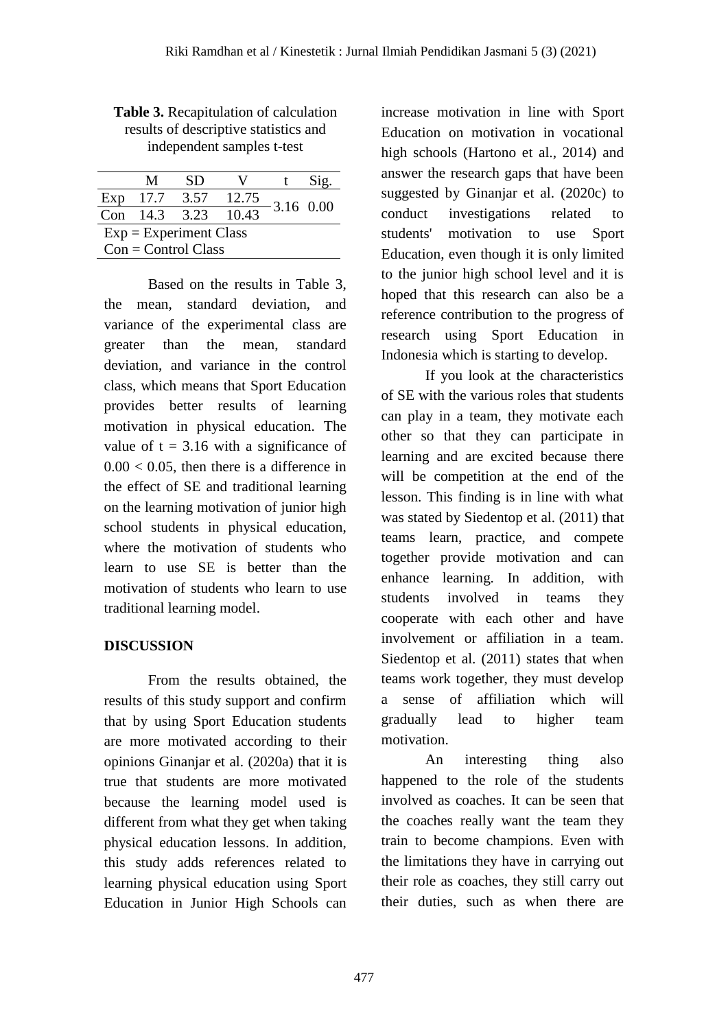**Table 3.** Recapitulation of calculation results of descriptive statistics and independent samples t-test

| | M | SD | V | t | Sig. |
|---|---|---|---|---|---|
| Exp | 17.7 | 3.57 | 12.75 | 3.16 | 0.00 |
| Con | 14.3 | 3.23 | 10.43 | | |

Exp = Experiment Class
Con = Control Class

Based on the results in Table 3, the mean, standard deviation, and variance of the experimental class are greater than the mean, standard deviation, and variance in the control class, which means that Sport Education provides better results of learning motivation in physical education. The value of $t = 3.16$ with a significance of $0.00 < 0.05$, then there is a difference in the effect of SE and traditional learning on the learning motivation of junior high school students in physical education, where the motivation of students who learn to use SE is better than the motivation of students who learn to use traditional learning model.

## DISCUSSION

From the results obtained, the results of this study support and confirm that by using Sport Education students are more motivated according to their opinions Ginanjar et al. (2020a) that it is true that students are more motivated because the learning model used is different from what they get when taking physical education lessons. In addition, this study adds references related to learning physical education using Sport Education in Junior High Schools can increase motivation in line with Sport Education on motivation in vocational high schools (Hartono et al., 2014) and answer the research gaps that have been suggested by Ginanjar et al. (2020c) to conduct investigations related to students' motivation to use Sport Education, even though it is only limited to the junior high school level and it is hoped that this research can also be a reference contribution to the progress of research using Sport Education in Indonesia which is starting to develop.

If you look at the characteristics of SE with the various roles that students can play in a team, they motivate each other so that they can participate in learning and are excited because there will be competition at the end of the lesson. This finding is in line with what was stated by Siedentop et al. (2011) that teams learn, practice, and compete together provide motivation and can enhance learning. In addition, with students involved in teams they cooperate with each other and have involvement or affiliation in a team. Siedentop et al. (2011) states that when teams work together, they must develop a sense of affiliation which will gradually lead to higher team motivation.

An interesting thing also happened to the role of the students involved as coaches. It can be seen that the coaches really want the team they train to become champions. Even with the limitations they have in carrying out their role as coaches, they still carry out their duties, such as when there are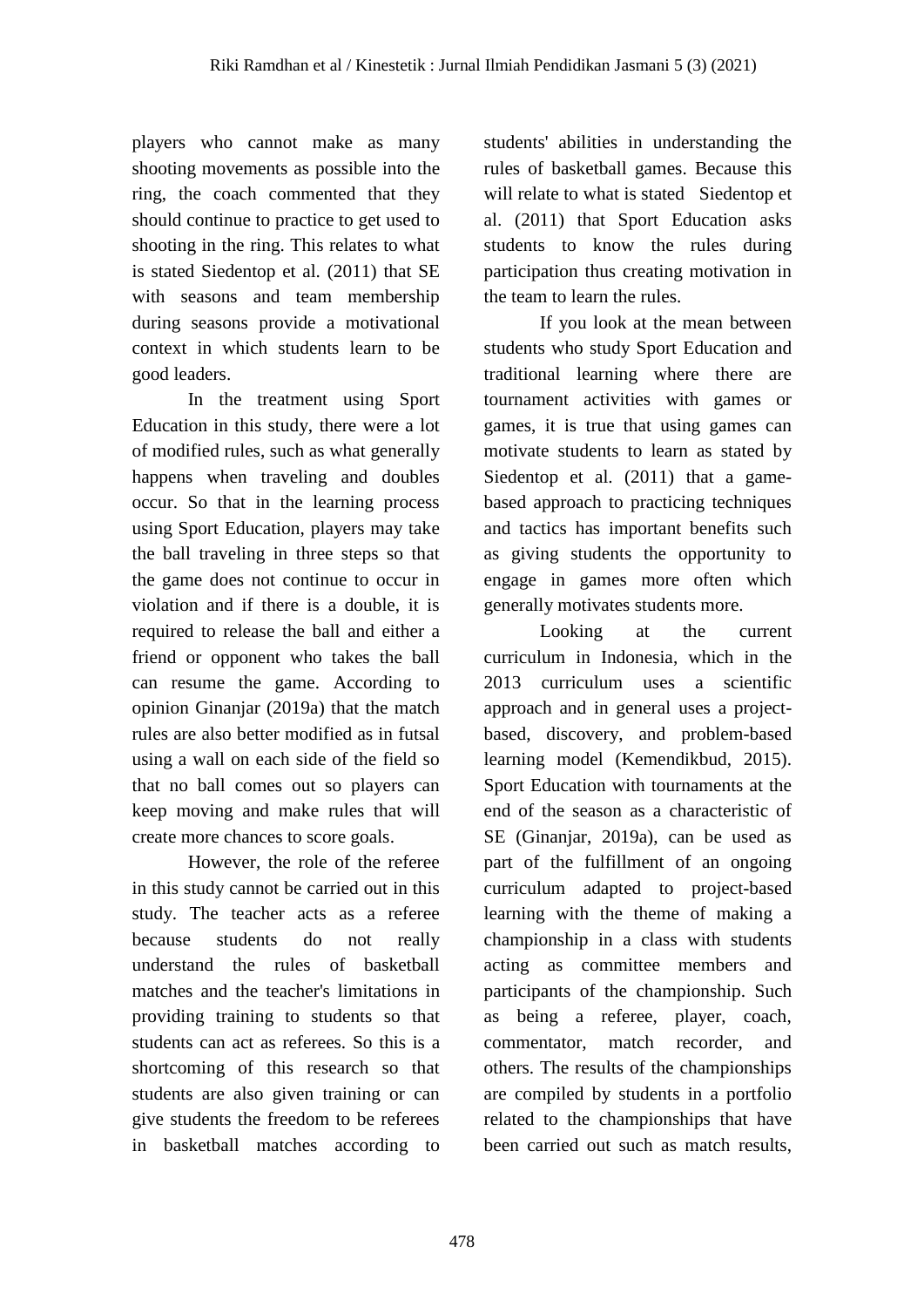players who cannot make as many shooting movements as possible into the ring, the coach commented that they should continue to practice to get used to shooting in the ring. This relates to what is stated Siedentop et al. (2011) that SE with seasons and team membership during seasons provide a motivational context in which students learn to be good leaders.

In the treatment using Sport Education in this study, there were a lot of modified rules, such as what generally happens when traveling and doubles occur. So that in the learning process using Sport Education, players may take the ball traveling in three steps so that the game does not continue to occur in violation and if there is a double, it is required to release the ball and either a friend or opponent who takes the ball can resume the game. According to opinion Ginanjar (2019a) that the match rules are also better modified as in futsal using a wall on each side of the field so that no ball comes out so players can keep moving and make rules that will create more chances to score goals.

However, the role of the referee in this study cannot be carried out in this study. The teacher acts as a referee because students do not really understand the rules of basketball matches and the teacher's limitations in providing training to students so that students can act as referees. So this is a shortcoming of this research so that students are also given training or can give students the freedom to be referees in basketball matches according to students' abilities in understanding the rules of basketball games. Because this will relate to what is stated Siedentop et al. (2011) that Sport Education asks students to know the rules during participation thus creating motivation in the team to learn the rules.

If you look at the mean between students who study Sport Education and traditional learning where there are tournament activities with games or games, it is true that using games can motivate students to learn as stated by Siedentop et al. (2011) that a game-based approach to practicing techniques and tactics has important benefits such as giving students the opportunity to engage in games more often which generally motivates students more.

Looking at the current curriculum in Indonesia, which in the 2013 curriculum uses a scientific approach and in general uses a project-based, discovery, and problem-based learning model (Kemendikbud, 2015). Sport Education with tournaments at the end of the season as a characteristic of SE (Ginanjar, 2019a), can be used as part of the fulfillment of an ongoing curriculum adapted to project-based learning with the theme of making a championship in a class with students acting as committee members and participants of the championship. Such as being a referee, player, coach, commentator, match recorder, and others. The results of the championships are compiled by students in a portfolio related to the championships that have been carried out such as match results,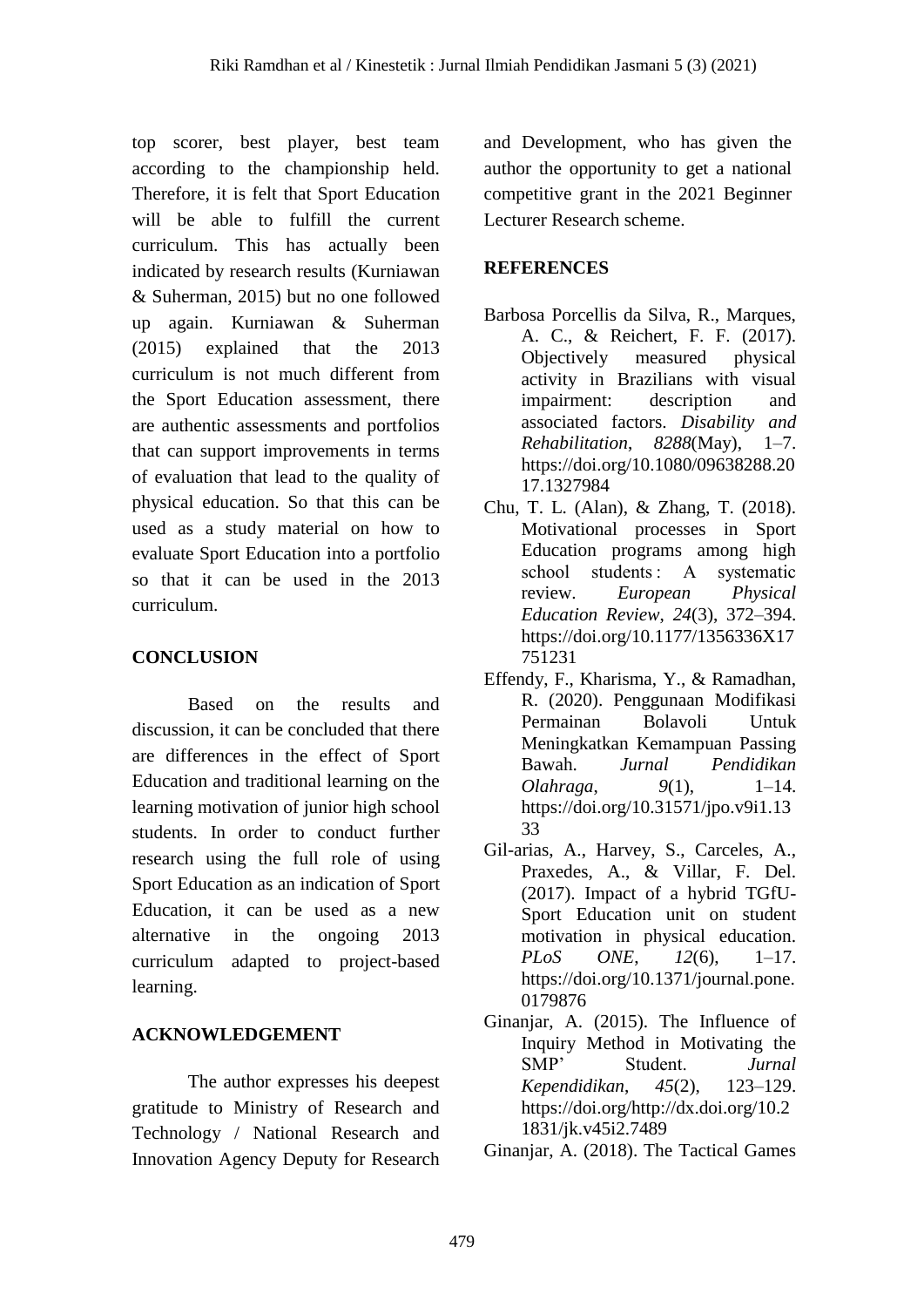top scorer, best player, best team according to the championship held. Therefore, it is felt that Sport Education will be able to fulfill the current curriculum. This has actually been indicated by research results (Kurniawan & Suherman, 2015) but no one followed up again. Kurniawan & Suherman (2015) explained that the 2013 curriculum is not much different from the Sport Education assessment, there are authentic assessments and portfolios that can support improvements in terms of evaluation that lead to the quality of physical education. So that this can be used as a study material on how to evaluate Sport Education into a portfolio so that it can be used in the 2013 curriculum.

## CONCLUSION

Based on the results and discussion, it can be concluded that there are differences in the effect of Sport Education and traditional learning on the learning motivation of junior high school students. In order to conduct further research using the full role of using Sport Education as an indication of Sport Education, it can be used as a new alternative in the ongoing 2013 curriculum adapted to project-based learning.

## ACKNOWLEDGEMENT

The author expresses his deepest gratitude to Ministry of Research and Technology / National Research and Innovation Agency Deputy for Research and Development, who has given the author the opportunity to get a national competitive grant in the 2021 Beginner Lecturer Research scheme.

## REFERENCES

Barbosa Porcellis da Silva, R., Marques, A. C., & Reichert, F. F. (2017). Objectively measured physical activity in Brazilians with visual impairment: description and associated factors. *Disability and Rehabilitation*, *8288*(May), 1–7. https://doi.org/10.1080/09638288.2017.1327984

Chu, T. L. (Alan), & Zhang, T. (2018). Motivational processes in Sport Education programs among high school students : A systematic review. *European Physical Education Review*, *24*(3), 372–394. https://doi.org/10.1177/1356336X17751231

Effendy, F., Kharisma, Y., & Ramadhan, R. (2020). Penggunaan Modifikasi Permainan Bolavoli Untuk Meningkatkan Kemampuan Passing Bawah. *Jurnal Pendidikan Olahraga*, *9*(1), 1–14. https://doi.org/10.31571/jpo.v9i1.1333

Gil-arias, A., Harvey, S., Carceles, A., Praxedes, A., & Villar, F. Del. (2017). Impact of a hybrid TGfU-Sport Education unit on student motivation in physical education. *PLoS ONE*, *12*(6), 1–17. https://doi.org/10.1371/journal.pone.0179876

Ginanjar, A. (2015). The Influence of Inquiry Method in Motivating the SMP' Student. *Jurnal Kependidikan*, *45*(2), 123–129. https://doi.org/http://dx.doi.org/10.21831/jk.v45i2.7489

Ginanjar, A. (2018). The Tactical Games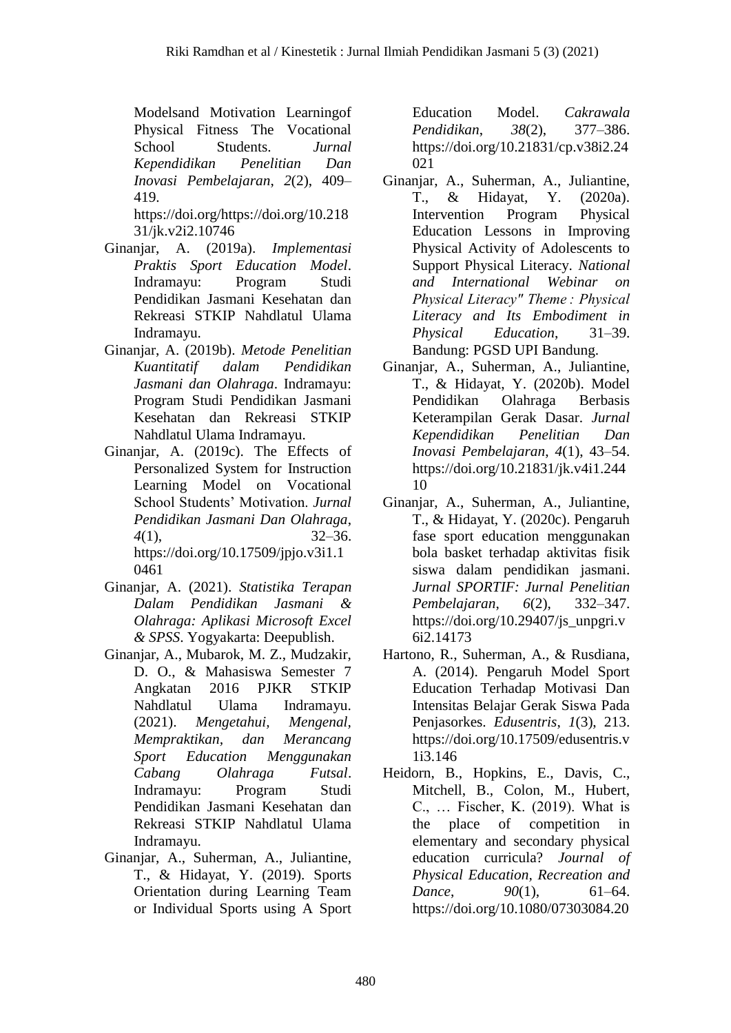Modelsand Motivation Learningof Physical Fitness The Vocational School Students. *Jurnal Kependidikan Penelitian Dan Inovasi Pembelajaran*, *2*(2), 409–419. https://doi.org/https://doi.org/10.21831/jk.v2i2.10746

Ginanjar, A. (2019a). *Implementasi Praktis Sport Education Model*. Indramayu: Program Studi Pendidikan Jasmani Kesehatan dan Rekreasi STKIP Nahdlatul Ulama Indramayu.

Ginanjar, A. (2019b). *Metode Penelitian Kuantitatif dalam Pendidikan Jasmani dan Olahraga*. Indramayu: Program Studi Pendidikan Jasmani Kesehatan dan Rekreasi STKIP Nahdlatul Ulama Indramayu.

Ginanjar, A. (2019c). The Effects of Personalized System for Instruction Learning Model on Vocational School Students' Motivation. *Jurnal Pendidikan Jasmani Dan Olahraga*, *4*(1), 32–36. https://doi.org/10.17509/jpjo.v3i1.10461

Ginanjar, A. (2021). *Statistika Terapan Dalam Pendidikan Jasmani & Olahraga: Aplikasi Microsoft Excel & SPSS*. Yogyakarta: Deepublish.

Ginanjar, A., Mubarok, M. Z., Mudzakir, D. O., & Mahasiswa Semester 7 Angkatan 2016 PJKR STKIP Nahdlatul Ulama Indramayu. (2021). *Mengetahui, Mengenal, Mempraktikan, dan Merancang Sport Education Menggunakan Cabang Olahraga Futsal*. Indramayu: Program Studi Pendidikan Jasmani Kesehatan dan Rekreasi STKIP Nahdlatul Ulama Indramayu.

Ginanjar, A., Suherman, A., Juliantine, T., & Hidayat, Y. (2019). Sports Orientation during Learning Team or Individual Sports using A Sport Education Model. *Cakrawala Pendidikan*, *38*(2), 377–386. https://doi.org/10.21831/cp.v38i2.24021

Ginanjar, A., Suherman, A., Juliantine, T., & Hidayat, Y. (2020a). Intervention Program Physical Education Lessons in Improving Physical Activity of Adolescents to Support Physical Literacy. *National and International Webinar on Physical Literacy" Theme : Physical Literacy and Its Embodiment in Physical Education*, 31–39. Bandung: PGSD UPI Bandung.

Ginanjar, A., Suherman, A., Juliantine, T., & Hidayat, Y. (2020b). Model Pendidikan Olahraga Berbasis Keterampilan Gerak Dasar. *Jurnal Kependidikan Penelitian Dan Inovasi Pembelajaran*, *4*(1), 43–54. https://doi.org/10.21831/jk.v4i1.24410

Ginanjar, A., Suherman, A., Juliantine, T., & Hidayat, Y. (2020c). Pengaruh fase sport education menggunakan bola basket terhadap aktivitas fisik siswa dalam pendidikan jasmani. *Jurnal SPORTIF: Jurnal Penelitian Pembelajaran*, *6*(2), 332–347. https://doi.org/10.29407/js_unpgri.v6i2.14173

Hartono, R., Suherman, A., & Rusdiana, A. (2014). Pengaruh Model Sport Education Terhadap Motivasi Dan Intensitas Belajar Gerak Siswa Pada Penjasorkes. *Edusentris*, *1*(3), 213. https://doi.org/10.17509/edusentris.v1i3.146

Heidorn, B., Hopkins, E., Davis, C., Mitchell, B., Colon, M., Hubert, C., … Fischer, K. (2019). What is the place of competition in elementary and secondary physical education curricula? *Journal of Physical Education, Recreation and Dance*, *90*(1), 61–64. https://doi.org/10.1080/07303084.20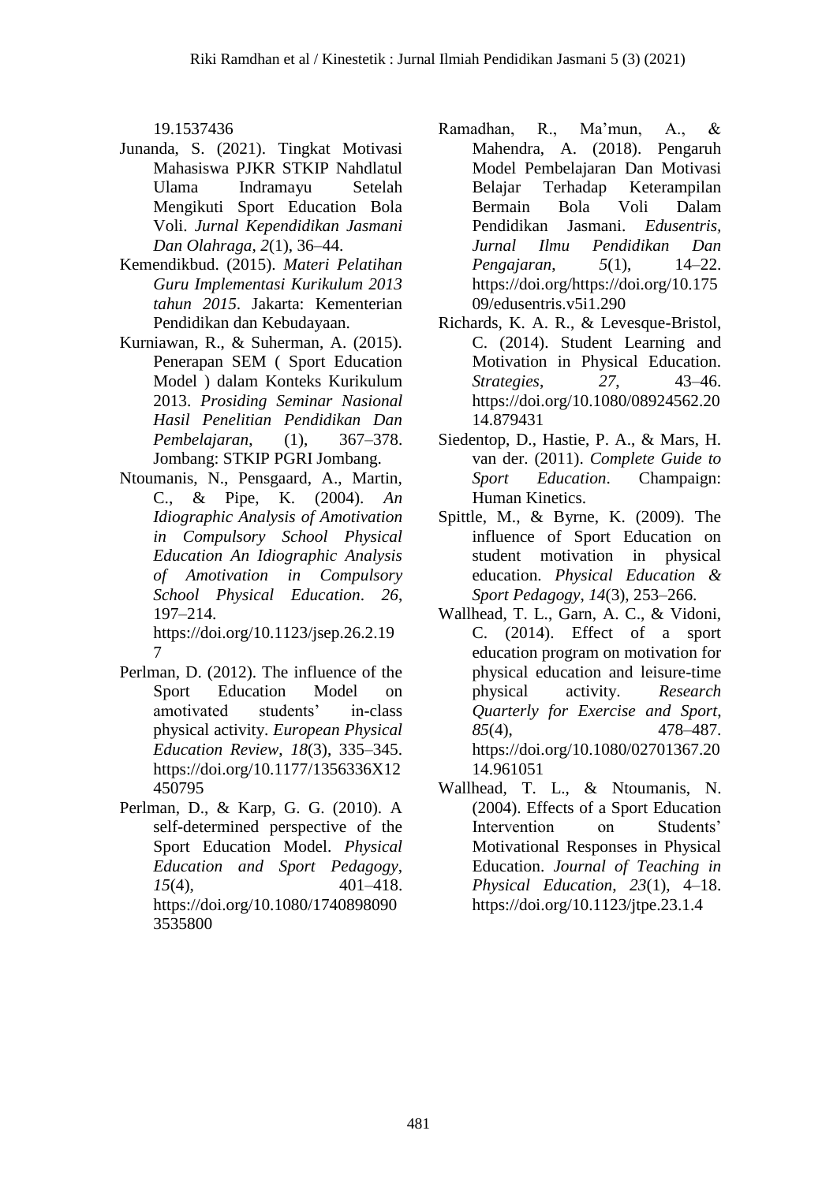19.1537436

Junanda, S. (2021). Tingkat Motivasi Mahasiswa PJKR STKIP Nahdlatul Ulama Indramayu Setelah Mengikuti Sport Education Bola Voli. *Jurnal Kependidikan Jasmani Dan Olahraga*, *2*(1), 36–44.

Kemendikbud. (2015). *Materi Pelatihan Guru Implementasi Kurikulum 2013 tahun 2015*. Jakarta: Kementerian Pendidikan dan Kebudayaan.

Kurniawan, R., & Suherman, A. (2015). Penerapan SEM ( Sport Education Model ) dalam Konteks Kurikulum 2013. *Prosiding Seminar Nasional Hasil Penelitian Pendidikan Dan Pembelajaran*, (1), 367–378. Jombang: STKIP PGRI Jombang.

Ntoumanis, N., Pensgaard, A., Martin, C., & Pipe, K. (2004). *An Idiographic Analysis of Amotivation in Compulsory School Physical Education An Idiographic Analysis of Amotivation in Compulsory School Physical Education*. *26*, 197–214. https://doi.org/10.1123/jsep.26.2.197

Perlman, D. (2012). The influence of the Sport Education Model on amotivated students' in-class physical activity. *European Physical Education Review*, *18*(3), 335–345. https://doi.org/10.1177/1356336X12450795

Perlman, D., & Karp, G. G. (2010). A self-determined perspective of the Sport Education Model. *Physical Education and Sport Pedagogy*, *15*(4), 401–418. https://doi.org/10.1080/17408980903535800

Ramadhan, R., Ma'mun, A., & Mahendra, A. (2018). Pengaruh Model Pembelajaran Dan Motivasi Belajar Terhadap Keterampilan Bermain Bola Voli Dalam Pendidikan Jasmani. *Edusentris, Jurnal Ilmu Pendidikan Dan Pengajaran*, *5*(1), 14–22. https://doi.org/https://doi.org/10.17509/edusentris.v5i1.290

Richards, K. A. R., & Levesque-Bristol, C. (2014). Student Learning and Motivation in Physical Education. *Strategies*, *27*, 43–46. https://doi.org/10.1080/08924562.2014.879431

Siedentop, D., Hastie, P. A., & Mars, H. van der. (2011). *Complete Guide to Sport Education*. Champaign: Human Kinetics.

Spittle, M., & Byrne, K. (2009). The influence of Sport Education on student motivation in physical education. *Physical Education & Sport Pedagogy*, *14*(3), 253–266.

Wallhead, T. L., Garn, A. C., & Vidoni, C. (2014). Effect of a sport education program on motivation for physical education and leisure-time physical activity. *Research Quarterly for Exercise and Sport*, *85*(4), 478–487. https://doi.org/10.1080/02701367.2014.961051

Wallhead, T. L., & Ntoumanis, N. (2004). Effects of a Sport Education Intervention on Students' Motivational Responses in Physical Education. *Journal of Teaching in Physical Education*, *23*(1), 4–18. https://doi.org/10.1123/jtpe.23.1.4